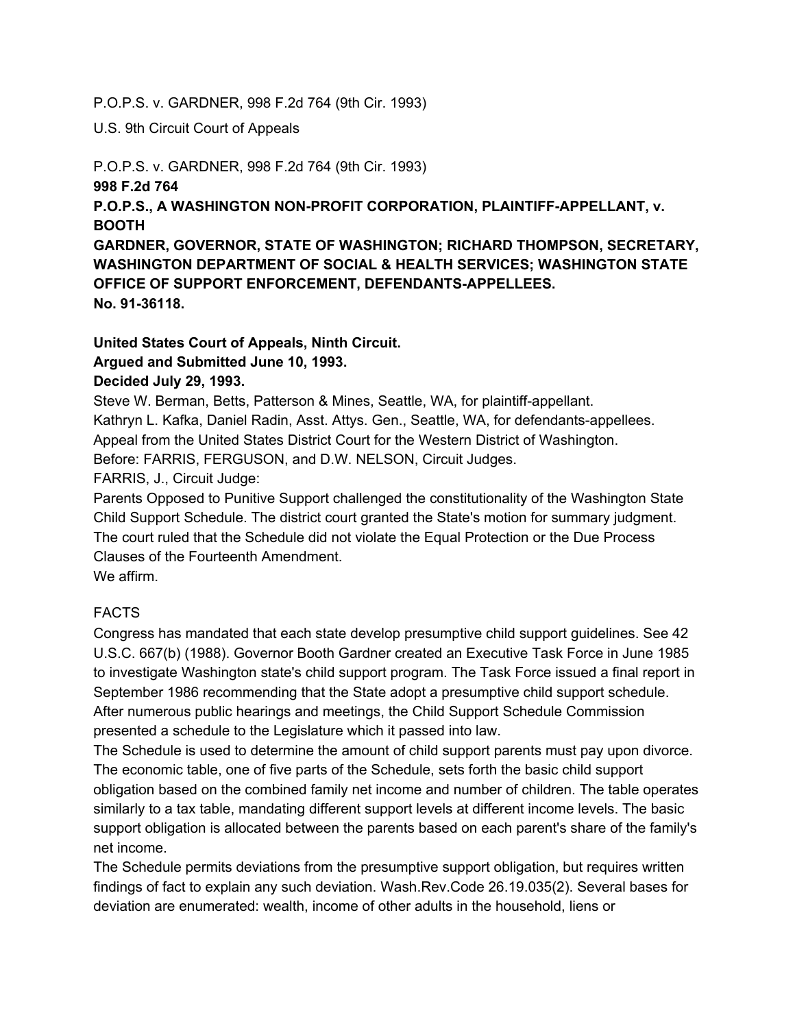P.O.P.S. v. GARDNER, 998 F.2d 764 (9th Cir. 1993)

U.S. 9th Circuit Court of Appeals

P.O.P.S. v. GARDNER, 998 F.2d 764 (9th Cir. 1993)

**998 F.2d 764**

**P.O.P.S., A WASHINGTON NON-PROFIT CORPORATION, PLAINTIFF-APPELLANT, v. BOOTH GARDNER, GOVERNOR, STATE OF WASHINGTON; RICHARD THOMPSON, SECRETARY, WASHINGTON DEPARTMENT OF SOCIAL & HEALTH SERVICES; WASHINGTON STATE OFFICE OF SUPPORT ENFORCEMENT, DEFENDANTS-APPELLEES.**

**No. 91-36118.**

**United States Court of Appeals, Ninth Circuit.**

**Argued and Submitted June 10, 1993.**

**Decided July 29, 1993.**

Steve W. Berman, Betts, Patterson & Mines, Seattle, WA, for plaintiff-appellant.

Kathryn L. Kafka, Daniel Radin, Asst. Attys. Gen., Seattle, WA, for defendants-appellees.

Appeal from the United States District Court for the Western District of Washington.

Before: FARRIS, FERGUSON, and D.W. NELSON, Circuit Judges.

FARRIS, J., Circuit Judge:

Parents Opposed to Punitive Support challenged the constitutionality of the Washington State Child Support Schedule. The district court granted the State's motion for summary judgment. The court ruled that the Schedule did not violate the Equal Protection or the Due Process Clauses of the Fourteenth Amendment.

We affirm.

## FACTS

Congress has mandated that each state develop presumptive child support guidelines. See 42 U.S.C. 667(b) (1988). Governor Booth Gardner created an Executive Task Force in June 1985 to investigate Washington state's child support program. The Task Force issued a final report in September 1986 recommending that the State adopt a presumptive child support schedule. After numerous public hearings and meetings, the Child Support Schedule Commission presented a schedule to the Legislature which it passed into law.

The Schedule is used to determine the amount of child support parents must pay upon divorce. The economic table, one of five parts of the Schedule, sets forth the basic child support obligation based on the combined family net income and number of children. The table operates similarly to a tax table, mandating different support levels at different income levels. The basic support obligation is allocated between the parents based on each parent's share of the family's net income.

The Schedule permits deviations from the presumptive support obligation, but requires written findings of fact to explain any such deviation. Wash.Rev.Code 26.19.035(2). Several bases for deviation are enumerated: wealth, income of other adults in the household, liens or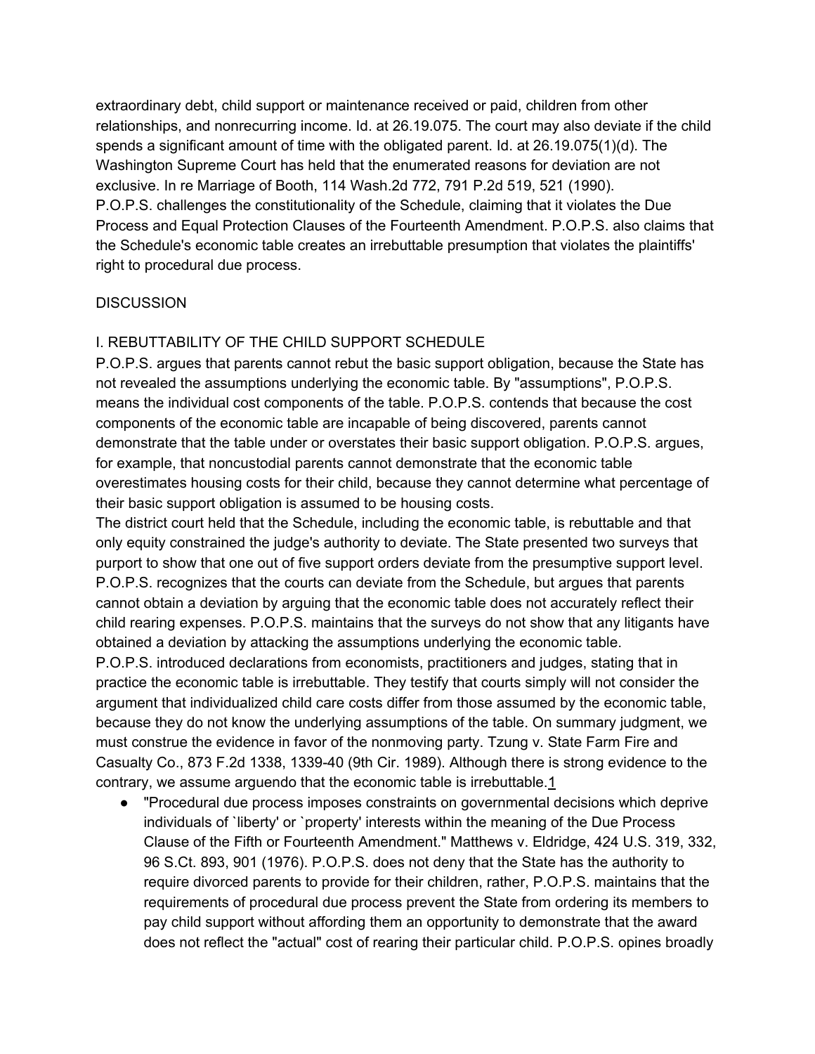extraordinary debt, child support or maintenance received or paid, children from other relationships, and nonrecurring income. Id. at 26.19.075. The court may also deviate if the child spends a significant amount of time with the obligated parent. Id. at 26.19.075(1)(d). The Washington Supreme Court has held that the enumerated reasons for deviation are not exclusive. In re Marriage of Booth, 114 Wash.2d 772, 791 P.2d 519, 521 (1990).

P.O.P.S. challenges the constitutionality of the Schedule, claiming that it violates the Due Process and Equal Protection Clauses of the Fourteenth Amendment. P.O.P.S. also claims that the Schedule's economic table creates an irrebuttable presumption that violates the plaintiffs' right to procedural due process.

## DISCUSSION

### I. REBUTTABILITY OF THE CHILD SUPPORT SCHEDULE

P.O.P.S. argues that parents cannot rebut the basic support obligation, because the State has not revealed the assumptions underlying the economic table. By "assumptions", P.O.P.S. means the individual cost components of the table. P.O.P.S. contends that because the cost components of the economic table are incapable of being discovered, parents cannot demonstrate that the table under or overstates their basic support obligation. P.O.P.S. argues, for example, that noncustodial parents cannot demonstrate that the economic table overestimates housing costs for their child, because they cannot determine what percentage of their basic support obligation is assumed to be housing costs.

The district court held that the Schedule, including the economic table, is rebuttable and that only equity constrained the judge's authority to deviate. The State presented two surveys that purport to show that one out of five support orders deviate from the presumptive support level. P.O.P.S. recognizes that the courts can deviate from the Schedule, but argues that parents cannot obtain a deviation by arguing that the economic table does not accurately reflect their child rearing expenses. P.O.P.S. maintains that the surveys do not show that any litigants have obtained a deviation by attacking the assumptions underlying the economic table.

P.O.P.S. introduced declarations from economists, practitioners and judges, stating that in practice the economic table is irrebuttable. They testify that courts simply will not consider the argument that individualized child care costs differ from those assumed by the economic table, because they do not know the underlying assumptions of the table. On summary judgment, we must construe the evidence in favor of the nonmoving party. Tzung v. State Farm Fire and Casualty Co., 873 F.2d 1338, 1339-40 (9th Cir. 1989). Although there is strong evidence to the contrary, we assume arguendo that the economic table is irrebuttable.[1]

- "Procedural due process imposes constraints on governmental decisions which deprive individuals of `liberty' or `property' interests within the meaning of the Due Process Clause of the Fifth or Fourteenth Amendment." Matthews v. Eldridge, 424 U.S. 319, 332, 96 S.Ct. 893, 901 (1976). P.O.P.S. does not deny that the State has the authority to require divorced parents to provide for their children, rather, P.O.P.S. maintains that the requirements of procedural due process prevent the State from ordering its members to pay child support without affording them an opportunity to demonstrate that the award does not reflect the "actual" cost of rearing their particular child. P.O.P.S. opines broadly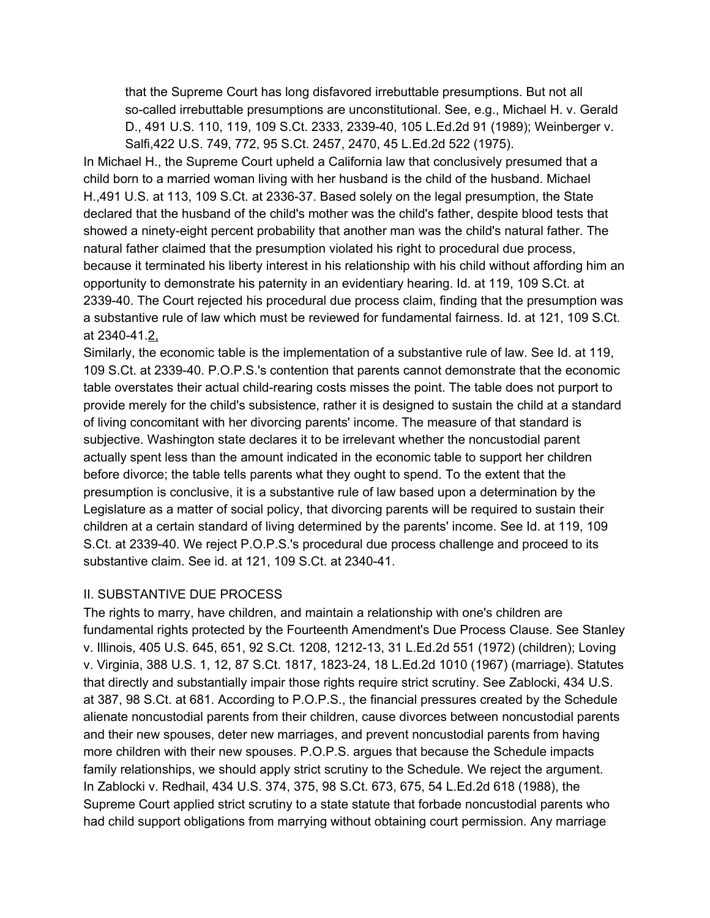that the Supreme Court has long disfavored irrebuttable presumptions. But not all so-called irrebuttable presumptions are unconstitutional. See, e.g., Michael H. v. Gerald D., 491 U.S. 110, 119, 109 S.Ct. 2333, 2339-40, 105 L.Ed.2d 91 (1989); Weinberger v. Salfi,422 U.S. 749, 772, 95 S.Ct. 2457, 2470, 45 L.Ed.2d 522 (1975).

In Michael H., the Supreme Court upheld a California law that conclusively presumed that a child born to a married woman living with her husband is the child of the husband. Michael H.,491 U.S. at 113, 109 S.Ct. at 2336-37. Based solely on the legal presumption, the State declared that the husband of the child's mother was the child's father, despite blood tests that showed a ninety-eight percent probability that another man was the child's natural father. The natural father claimed that the presumption violated his right to procedural due process, because it terminated his liberty interest in his relationship with his child without affording him an opportunity to demonstrate his paternity in an evidentiary hearing. Id. at 119, 109 S.Ct. at 2339-40. The Court rejected his procedural due process claim, finding that the presumption was a substantive rule of law which must be reviewed for fundamental fairness. Id. at 121, 109 S.Ct. at 2340-41.2,

Similarly, the economic table is the implementation of a substantive rule of law. See Id. at 119, 109 S.Ct. at 2339-40. P.O.P.S.'s contention that parents cannot demonstrate that the economic table overstates their actual child-rearing costs misses the point. The table does not purport to provide merely for the child's subsistence, rather it is designed to sustain the child at a standard of living concomitant with her divorcing parents' income. The measure of that standard is subjective. Washington state declares it to be irrelevant whether the noncustodial parent actually spent less than the amount indicated in the economic table to support her children before divorce; the table tells parents what they ought to spend. To the extent that the presumption is conclusive, it is a substantive rule of law based upon a determination by the Legislature as a matter of social policy, that divorcing parents will be required to sustain their children at a certain standard of living determined by the parents' income. See Id. at 119, 109 S.Ct. at 2339-40. We reject P.O.P.S.'s procedural due process challenge and proceed to its substantive claim. See id. at 121, 109 S.Ct. at 2340-41.

## II. SUBSTANTIVE DUE PROCESS

The rights to marry, have children, and maintain a relationship with one's children are fundamental rights protected by the Fourteenth Amendment's Due Process Clause. See Stanley v. Illinois, 405 U.S. 645, 651, 92 S.Ct. 1208, 1212-13, 31 L.Ed.2d 551 (1972) (children); Loving v. Virginia, 388 U.S. 1, 12, 87 S.Ct. 1817, 1823-24, 18 L.Ed.2d 1010 (1967) (marriage). Statutes that directly and substantially impair those rights require strict scrutiny. See Zablocki, 434 U.S. at 387, 98 S.Ct. at 681. According to P.O.P.S., the financial pressures created by the Schedule alienate noncustodial parents from their children, cause divorces between noncustodial parents and their new spouses, deter new marriages, and prevent noncustodial parents from having more children with their new spouses. P.O.P.S. argues that because the Schedule impacts family relationships, we should apply strict scrutiny to the Schedule. We reject the argument.

In Zablocki v. Redhail, 434 U.S. 374, 375, 98 S.Ct. 673, 675, 54 L.Ed.2d 618 (1988), the Supreme Court applied strict scrutiny to a state statute that forbade noncustodial parents who had child support obligations from marrying without obtaining court permission. Any marriage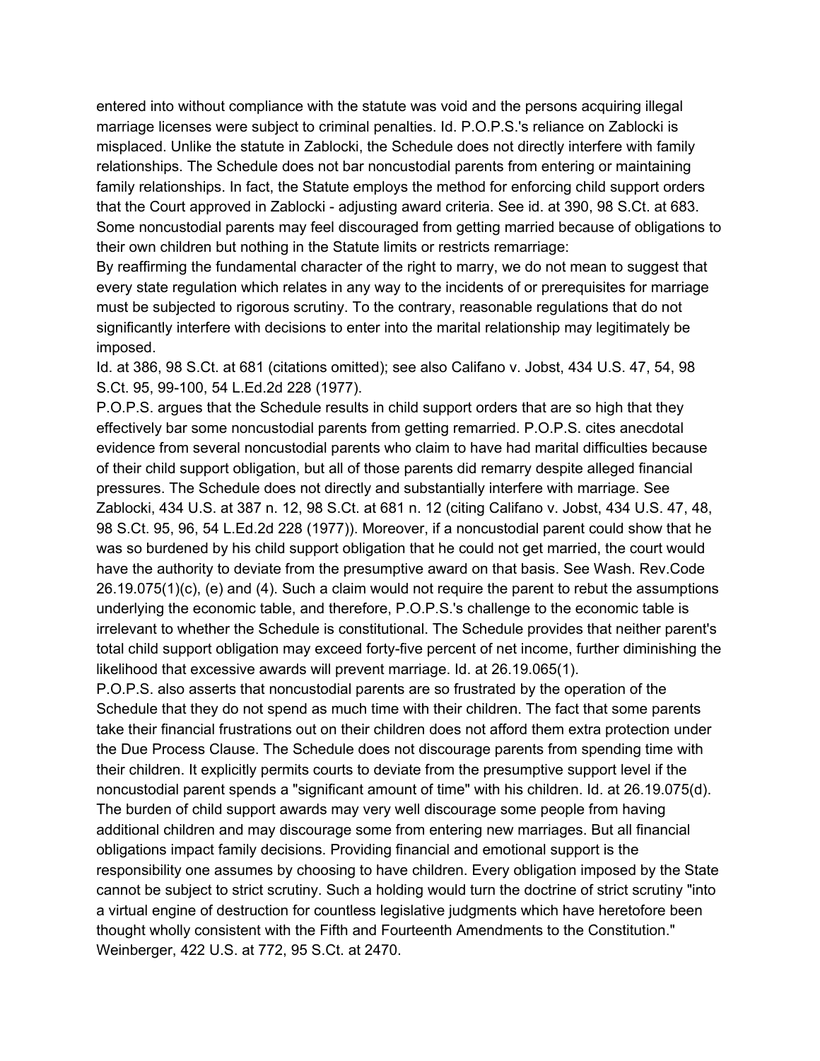entered into without compliance with the statute was void and the persons acquiring illegal marriage licenses were subject to criminal penalties. Id. P.O.P.S.'s reliance on Zablocki is misplaced. Unlike the statute in Zablocki, the Schedule does not directly interfere with family relationships. The Schedule does not bar noncustodial parents from entering or maintaining family relationships. In fact, the Statute employs the method for enforcing child support orders that the Court approved in Zablocki - adjusting award criteria. See id. at 390, 98 S.Ct. at 683. Some noncustodial parents may feel discouraged from getting married because of obligations to their own children but nothing in the Statute limits or restricts remarriage:

By reaffirming the fundamental character of the right to marry, we do not mean to suggest that every state regulation which relates in any way to the incidents of or prerequisites for marriage must be subjected to rigorous scrutiny. To the contrary, reasonable regulations that do not significantly interfere with decisions to enter into the marital relationship may legitimately be imposed.

Id. at 386, 98 S.Ct. at 681 (citations omitted); see also Califano v. Jobst, 434 U.S. 47, 54, 98 S.Ct. 95, 99-100, 54 L.Ed.2d 228 (1977).

P.O.P.S. argues that the Schedule results in child support orders that are so high that they effectively bar some noncustodial parents from getting remarried. P.O.P.S. cites anecdotal evidence from several noncustodial parents who claim to have had marital difficulties because of their child support obligation, but all of those parents did remarry despite alleged financial pressures. The Schedule does not directly and substantially interfere with marriage. See Zablocki, 434 U.S. at 387 n. 12, 98 S.Ct. at 681 n. 12 (citing Califano v. Jobst, 434 U.S. 47, 48, 98 S.Ct. 95, 96, 54 L.Ed.2d 228 (1977)). Moreover, if a noncustodial parent could show that he was so burdened by his child support obligation that he could not get married, the court would have the authority to deviate from the presumptive award on that basis. See Wash. Rev.Code 26.19.075(1)(c), (e) and (4). Such a claim would not require the parent to rebut the assumptions underlying the economic table, and therefore, P.O.P.S.'s challenge to the economic table is irrelevant to whether the Schedule is constitutional. The Schedule provides that neither parent's total child support obligation may exceed forty-five percent of net income, further diminishing the likelihood that excessive awards will prevent marriage. Id. at 26.19.065(1).

P.O.P.S. also asserts that noncustodial parents are so frustrated by the operation of the Schedule that they do not spend as much time with their children. The fact that some parents take their financial frustrations out on their children does not afford them extra protection under the Due Process Clause. The Schedule does not discourage parents from spending time with their children. It explicitly permits courts to deviate from the presumptive support level if the noncustodial parent spends a "significant amount of time" with his children. Id. at 26.19.075(d). The burden of child support awards may very well discourage some people from having additional children and may discourage some from entering new marriages. But all financial obligations impact family decisions. Providing financial and emotional support is the responsibility one assumes by choosing to have children. Every obligation imposed by the State cannot be subject to strict scrutiny. Such a holding would turn the doctrine of strict scrutiny "into a virtual engine of destruction for countless legislative judgments which have heretofore been thought wholly consistent with the Fifth and Fourteenth Amendments to the Constitution." Weinberger, 422 U.S. at 772, 95 S.Ct. at 2470.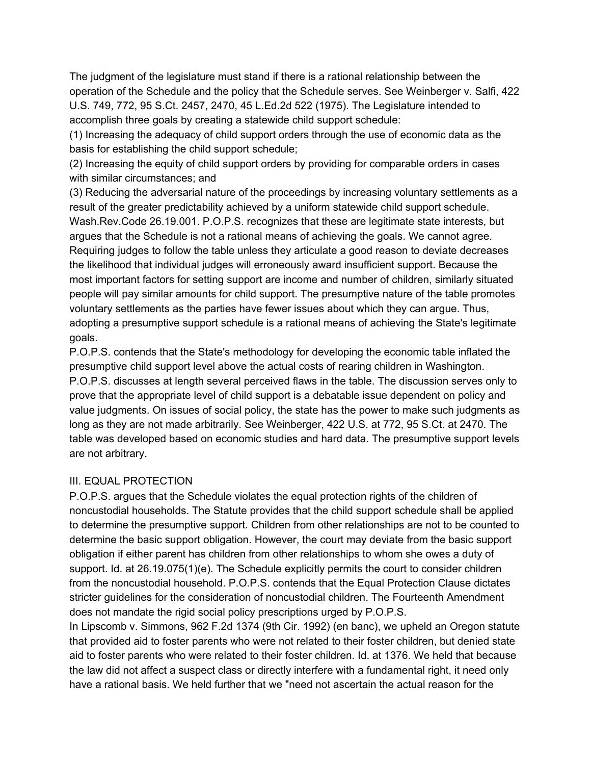The judgment of the legislature must stand if there is a rational relationship between the operation of the Schedule and the policy that the Schedule serves. See Weinberger v. Salfi, 422 U.S. 749, 772, 95 S.Ct. 2457, 2470, 45 L.Ed.2d 522 (1975). The Legislature intended to accomplish three goals by creating a statewide child support schedule:

(1) Increasing the adequacy of child support orders through the use of economic data as the basis for establishing the child support schedule;

(2) Increasing the equity of child support orders by providing for comparable orders in cases with similar circumstances; and

(3) Reducing the adversarial nature of the proceedings by increasing voluntary settlements as a result of the greater predictability achieved by a uniform statewide child support schedule.

Wash.Rev.Code 26.19.001. P.O.P.S. recognizes that these are legitimate state interests, but argues that the Schedule is not a rational means of achieving the goals. We cannot agree. Requiring judges to follow the table unless they articulate a good reason to deviate decreases the likelihood that individual judges will erroneously award insufficient support. Because the most important factors for setting support are income and number of children, similarly situated people will pay similar amounts for child support. The presumptive nature of the table promotes voluntary settlements as the parties have fewer issues about which they can argue. Thus, adopting a presumptive support schedule is a rational means of achieving the State's legitimate goals.

P.O.P.S. contends that the State's methodology for developing the economic table inflated the presumptive child support level above the actual costs of rearing children in Washington. P.O.P.S. discusses at length several perceived flaws in the table. The discussion serves only to prove that the appropriate level of child support is a debatable issue dependent on policy and value judgments. On issues of social policy, the state has the power to make such judgments as long as they are not made arbitrarily. See Weinberger, 422 U.S. at 772, 95 S.Ct. at 2470. The table was developed based on economic studies and hard data. The presumptive support levels are not arbitrary.

## III. EQUAL PROTECTION

P.O.P.S. argues that the Schedule violates the equal protection rights of the children of noncustodial households. The Statute provides that the child support schedule shall be applied to determine the presumptive support. Children from other relationships are not to be counted to determine the basic support obligation. However, the court may deviate from the basic support obligation if either parent has children from other relationships to whom she owes a duty of support. Id. at 26.19.075(1)(e). The Schedule explicitly permits the court to consider children from the noncustodial household. P.O.P.S. contends that the Equal Protection Clause dictates stricter guidelines for the consideration of noncustodial children. The Fourteenth Amendment does not mandate the rigid social policy prescriptions urged by P.O.P.S.

In Lipscomb v. Simmons, 962 F.2d 1374 (9th Cir. 1992) (en banc), we upheld an Oregon statute that provided aid to foster parents who were not related to their foster children, but denied state aid to foster parents who were related to their foster children. Id. at 1376. We held that because the law did not affect a suspect class or directly interfere with a fundamental right, it need only have a rational basis. We held further that we "need not ascertain the actual reason for the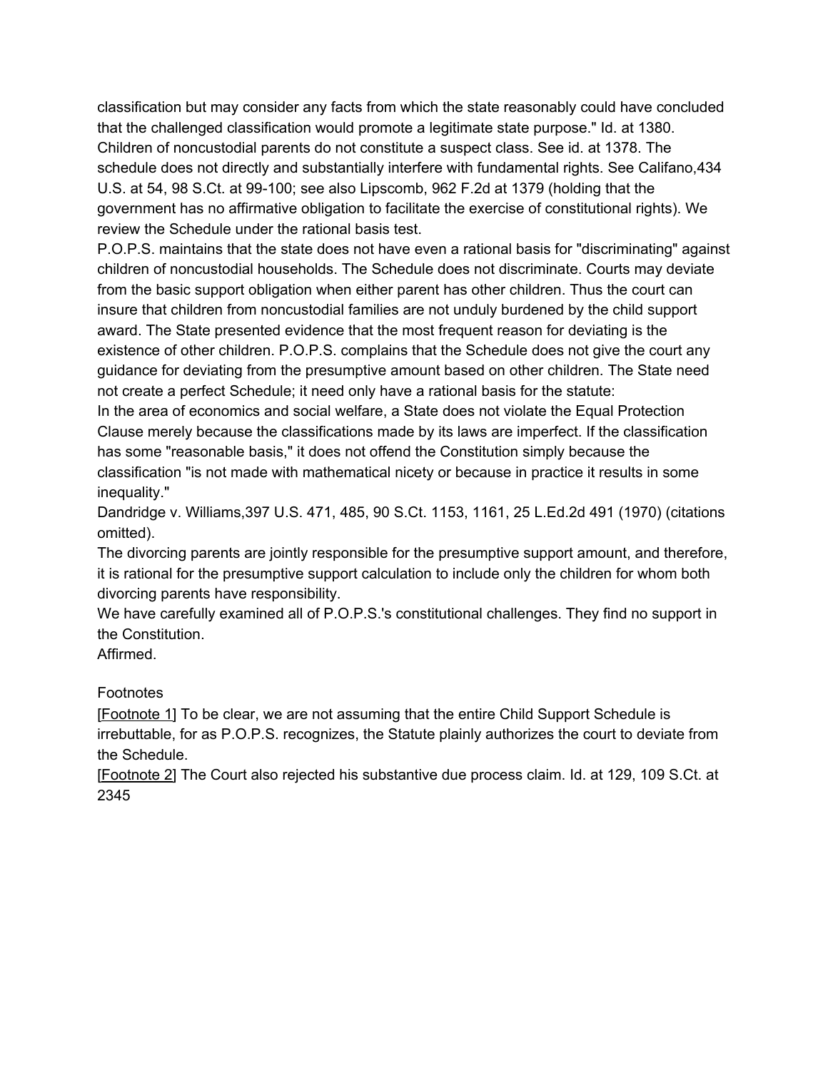classification but may consider any facts from which the state reasonably could have concluded that the challenged classification would promote a legitimate state purpose." Id. at 1380. Children of noncustodial parents do not constitute a suspect class. See id. at 1378. The schedule does not directly and substantially interfere with fundamental rights. See Califano,434 U.S. at 54, 98 S.Ct. at 99-100; see also Lipscomb, 962 F.2d at 1379 (holding that the government has no affirmative obligation to facilitate the exercise of constitutional rights). We review the Schedule under the rational basis test.

P.O.P.S. maintains that the state does not have even a rational basis for "discriminating" against children of noncustodial households. The Schedule does not discriminate. Courts may deviate from the basic support obligation when either parent has other children. Thus the court can insure that children from noncustodial families are not unduly burdened by the child support award. The State presented evidence that the most frequent reason for deviating is the existence of other children. P.O.P.S. complains that the Schedule does not give the court any guidance for deviating from the presumptive amount based on other children. The State need not create a perfect Schedule; it need only have a rational basis for the statute:

In the area of economics and social welfare, a State does not violate the Equal Protection Clause merely because the classifications made by its laws are imperfect. If the classification has some "reasonable basis," it does not offend the Constitution simply because the classification "is not made with mathematical nicety or because in practice it results in some inequality."

Dandridge v. Williams,397 U.S. 471, 485, 90 S.Ct. 1153, 1161, 25 L.Ed.2d 491 (1970) (citations omitted).

The divorcing parents are jointly responsible for the presumptive support amount, and therefore, it is rational for the presumptive support calculation to include only the children for whom both divorcing parents have responsibility.

We have carefully examined all of P.O.P.S.'s constitutional challenges. They find no support in the Constitution.

Affirmed.

Footnotes

[Footnote 1] To be clear, we are not assuming that the entire Child Support Schedule is irrebuttable, for as P.O.P.S. recognizes, the Statute plainly authorizes the court to deviate from the Schedule.

[Footnote 2] The Court also rejected his substantive due process claim. Id. at 129, 109 S.Ct. at 2345